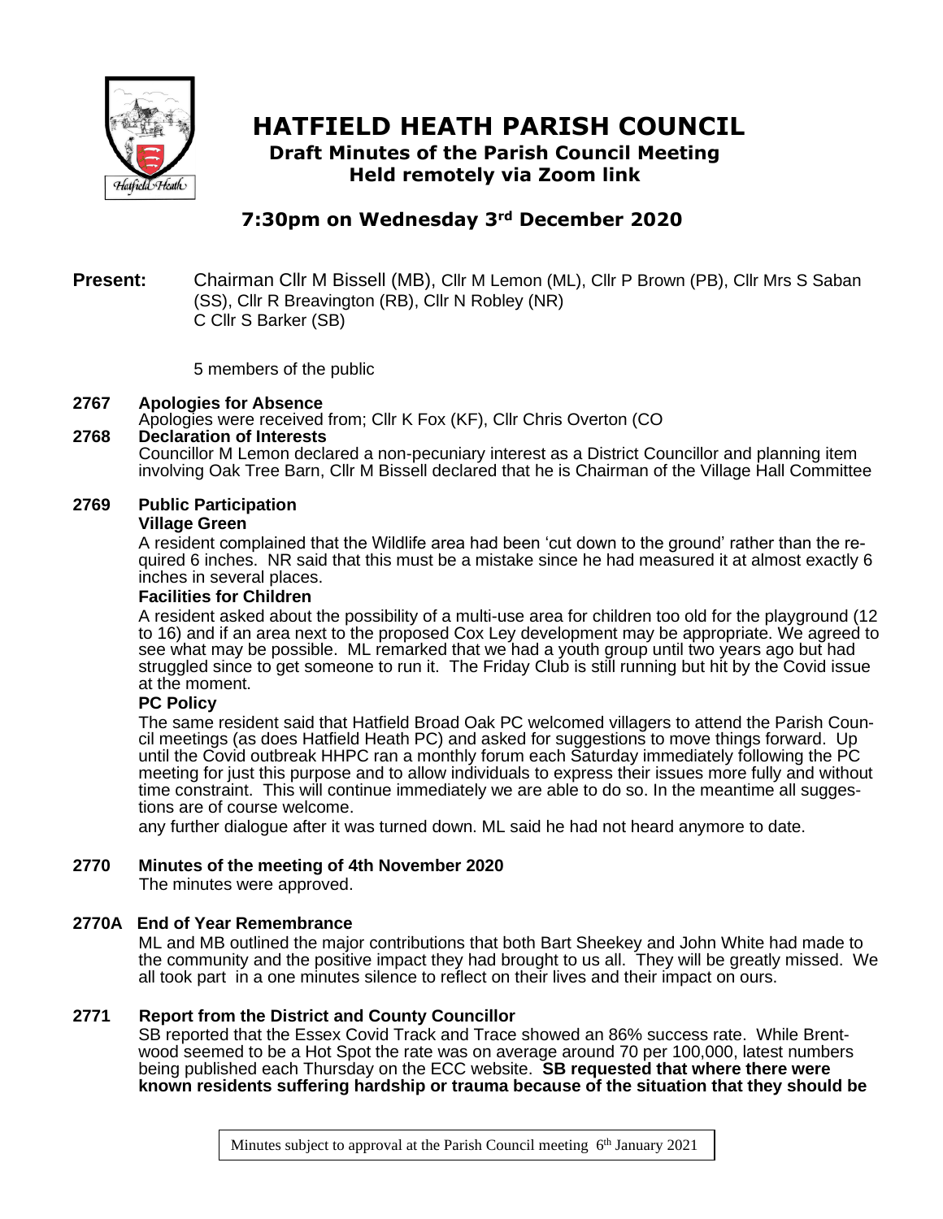# HATFIELD HEATH PARISH COUNCIL

## Draft Minutes of the Parish Council Meeting
## Held remotely via Zoom link

## 7:30pm on Wednesday 3rd December 2020

**Present:** Chairman Cllr M Bissell (MB), Cllr M Lemon (ML), Cllr P Brown (PB), Cllr Mrs S Saban (SS), Cllr R Breavington (RB), Cllr N Robley (NR)
C Cllr S Barker (SB)

5 members of the public

**2767 Apologies for Absence**

Apologies were received from; Cllr K Fox (KF), Cllr Chris Overton (CO

**2768 Declaration of Interests**

Councillor M Lemon declared a non-pecuniary interest as a District Councillor and planning item involving Oak Tree Barn, Cllr M Bissell declared that he is Chairman of the Village Hall Committee

**2769 Public Participation**

**Village Green**

A resident complained that the Wildlife area had been 'cut down to the ground' rather than the required 6 inches. NR said that this must be a mistake since he had measured it at almost exactly 6 inches in several places.

**Facilities for Children**

A resident asked about the possibility of a multi-use area for children too old for the playground (12 to 16) and if an area next to the proposed Cox Ley development may be appropriate. We agreed to see what may be possible. ML remarked that we had a youth group until two years ago but had struggled since to get someone to run it. The Friday Club is still running but hit by the Covid issue at the moment.

**PC Policy**

The same resident said that Hatfield Broad Oak PC welcomed villagers to attend the Parish Council meetings (as does Hatfield Heath PC) and asked for suggestions to move things forward. Up until the Covid outbreak HHPC ran a monthly forum each Saturday immediately following the PC meeting for just this purpose and to allow individuals to express their issues more fully and without time constraint. This will continue immediately we are able to do so. In the meantime all suggestions are of course welcome.

any further dialogue after it was turned down. ML said he had not heard anymore to date.

**2770 Minutes of the meeting of 4th November 2020**

The minutes were approved.

**2770A End of Year Remembrance**

ML and MB outlined the major contributions that both Bart Sheekey and John White had made to the community and the positive impact they had brought to us all. They will be greatly missed. We all took part in a one minutes silence to reflect on their lives and their impact on ours.

**2771 Report from the District and County Councillor**

SB reported that the Essex Covid Track and Trace showed an 86% success rate. While Brentwood seemed to be a Hot Spot the rate was on average around 70 per 100,000, latest numbers being published each Thursday on the ECC website. **SB requested that where there were known residents suffering hardship or trauma because of the situation that they should be**

Minutes subject to approval at the Parish Council meeting 6th January 2021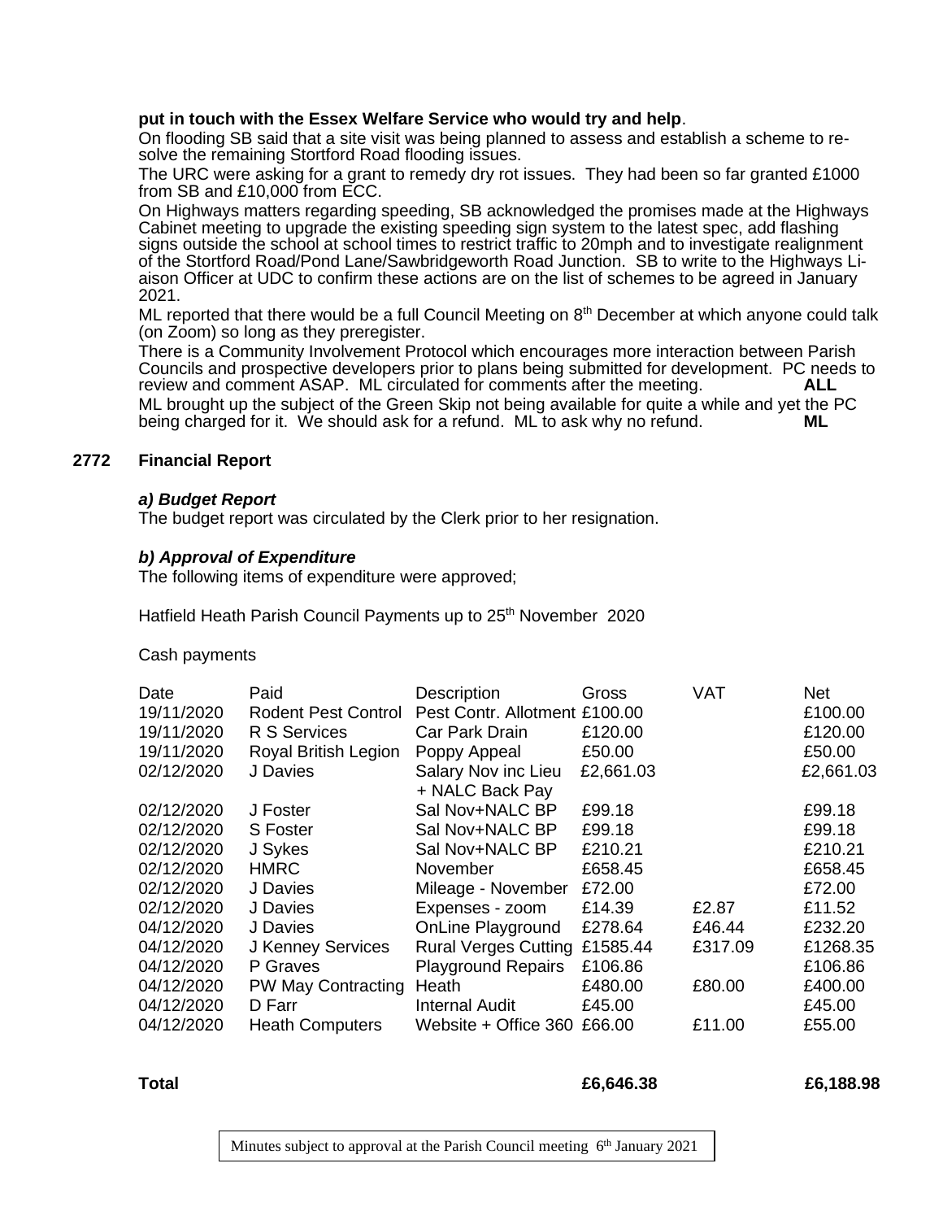**put in touch with the Essex Welfare Service who would try and help**.

On flooding SB said that a site visit was being planned to assess and establish a scheme to resolve the remaining Stortford Road flooding issues.

The URC were asking for a grant to remedy dry rot issues. They had been so far granted £1000 from SB and £10,000 from ECC.

On Highways matters regarding speeding, SB acknowledged the promises made at the Highways Cabinet meeting to upgrade the existing speeding sign system to the latest spec, add flashing signs outside the school at school times to restrict traffic to 20mph and to investigate realignment of the Stortford Road/Pond Lane/Sawbridgeworth Road Junction. SB to write to the Highways Liaison Officer at UDC to confirm these actions are on the list of schemes to be agreed in January 2021.

ML reported that there would be a full Council Meeting on 8th December at which anyone could talk (on Zoom) so long as they preregister.

There is a Community Involvement Protocol which encourages more interaction between Parish Councils and prospective developers prior to plans being submitted for development. PC needs to review and comment ASAP. ML circulated for comments after the meeting. **ALL**

ML brought up the subject of the Green Skip not being available for quite a while and yet the PC being charged for it. We should ask for a refund. ML to ask why no refund. **ML**

## 2772 Financial Report

### *a) Budget Report*

The budget report was circulated by the Clerk prior to her resignation.

### *b) Approval of Expenditure*

The following items of expenditure were approved;

Hatfield Heath Parish Council Payments up to 25th November 2020

Cash payments

| Date | Paid | Description | Gross | VAT | Net |
|---|---|---|---|---|---|
| 19/11/2020 | Rodent Pest Control | Pest Contr. Allotment | £100.00 | | £100.00 |
| 19/11/2020 | R S Services | Car Park Drain | £120.00 | | £120.00 |
| 19/11/2020 | Royal British Legion | Poppy Appeal | £50.00 | | £50.00 |
| 02/12/2020 | J Davies | Salary Nov inc Lieu + NALC Back Pay | £2,661.03 | | £2,661.03 |
| 02/12/2020 | J Foster | Sal Nov+NALC BP | £99.18 | | £99.18 |
| 02/12/2020 | S Foster | Sal Nov+NALC BP | £99.18 | | £99.18 |
| 02/12/2020 | J Sykes | Sal Nov+NALC BP | £210.21 | | £210.21 |
| 02/12/2020 | HMRC | November | £658.45 | | £658.45 |
| 02/12/2020 | J Davies | Mileage - November | £72.00 | | £72.00 |
| 02/12/2020 | J Davies | Expenses - zoom | £14.39 | £2.87 | £11.52 |
| 04/12/2020 | J Davies | OnLine Playground | £278.64 | £46.44 | £232.20 |
| 04/12/2020 | J Kenney Services | Rural Verges Cutting | £1585.44 | £317.09 | £1268.35 |
| 04/12/2020 | P Graves | Playground Repairs | £106.86 | | £106.86 |
| 04/12/2020 | PW May Contracting | Heath | £480.00 | £80.00 | £400.00 |
| 04/12/2020 | D Farr | Internal Audit | £45.00 | | £45.00 |
| 04/12/2020 | Heath Computers | Website + Office 360 | £66.00 | £11.00 | £55.00 |
| **Total** | | | **£6,646.38** | | **£6,188.98** |

Minutes subject to approval at the Parish Council meeting 6th January 2021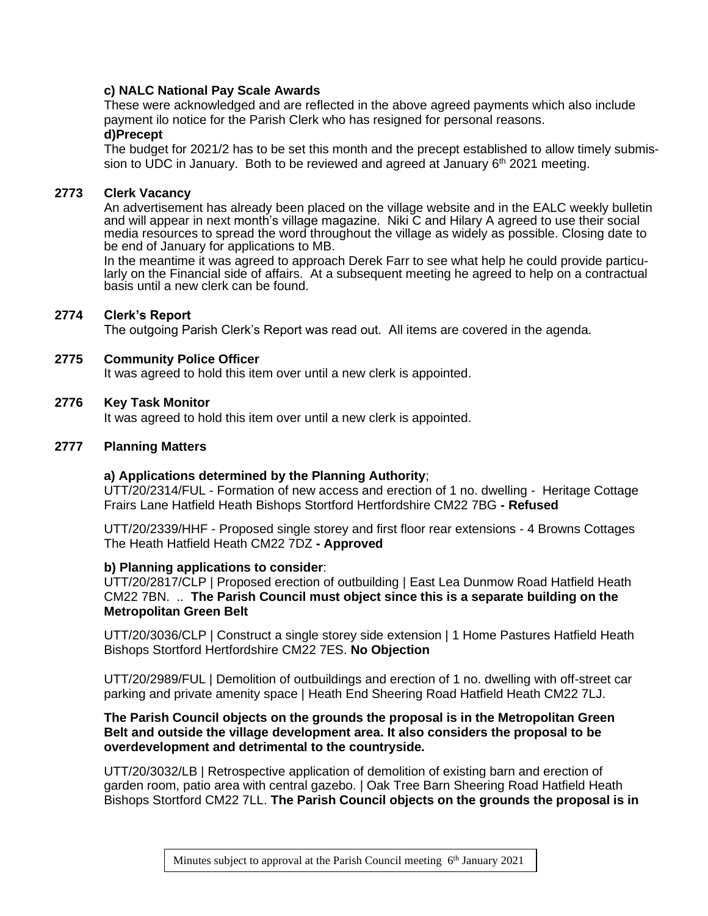**c) NALC National Pay Scale Awards**

These were acknowledged and are reflected in the above agreed payments which also include payment ilo notice for the Parish Clerk who has resigned for personal reasons.

**d)Precept**

The budget for 2021/2 has to be set this month and the precept established to allow timely submission to UDC in January. Both to be reviewed and agreed at January 6th 2021 meeting.

**2773 Clerk Vacancy**

An advertisement has already been placed on the village website and in the EALC weekly bulletin and will appear in next month's village magazine. Niki C and Hilary A agreed to use their social media resources to spread the word throughout the village as widely as possible. Closing date to be end of January for applications to MB.

In the meantime it was agreed to approach Derek Farr to see what help he could provide particularly on the Financial side of affairs. At a subsequent meeting he agreed to help on a contractual basis until a new clerk can be found.

**2774 Clerk's Report**

The outgoing Parish Clerk's Report was read out. All items are covered in the agenda.

**2775 Community Police Officer**

It was agreed to hold this item over until a new clerk is appointed.

**2776 Key Task Monitor**

It was agreed to hold this item over until a new clerk is appointed.

**2777 Planning Matters**

**a) Applications determined by the Planning Authority**;

UTT/20/2314/FUL - Formation of new access and erection of 1 no. dwelling - Heritage Cottage Frairs Lane Hatfield Heath Bishops Stortford Hertfordshire CM22 7BG **- Refused**

UTT/20/2339/HHF - Proposed single storey and first floor rear extensions - 4 Browns Cottages The Heath Hatfield Heath CM22 7DZ **- Approved**

**b) Planning applications to consider**:

UTT/20/2817/CLP | Proposed erection of outbuilding | East Lea Dunmow Road Hatfield Heath CM22 7BN. .. **The Parish Council must object since this is a separate building on the Metropolitan Green Belt**

UTT/20/3036/CLP | Construct a single storey side extension | 1 Home Pastures Hatfield Heath Bishops Stortford Hertfordshire CM22 7ES. **No Objection**

UTT/20/2989/FUL | Demolition of outbuildings and erection of 1 no. dwelling with off-street car parking and private amenity space | Heath End Sheering Road Hatfield Heath CM22 7LJ.

**The Parish Council objects on the grounds the proposal is in the Metropolitan Green Belt and outside the village development area. It also considers the proposal to be overdevelopment and detrimental to the countryside.**

UTT/20/3032/LB | Retrospective application of demolition of existing barn and erection of garden room, patio area with central gazebo. | Oak Tree Barn Sheering Road Hatfield Heath Bishops Stortford CM22 7LL. **The Parish Council objects on the grounds the proposal is in**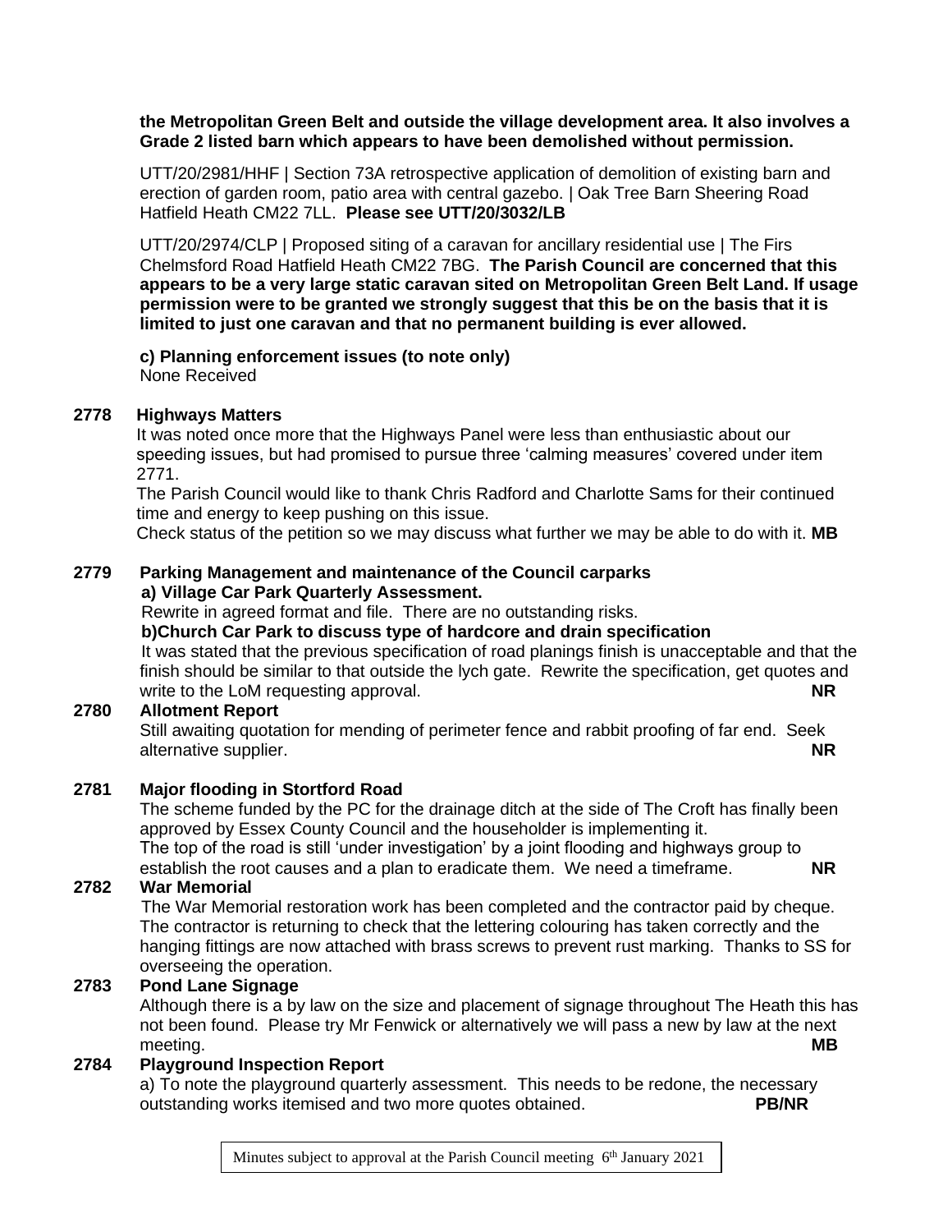**the Metropolitan Green Belt and outside the village development area. It also involves a Grade 2 listed barn which appears to have been demolished without permission.**

UTT/20/2981/HHF | Section 73A retrospective application of demolition of existing barn and erection of garden room, patio area with central gazebo. | Oak Tree Barn Sheering Road Hatfield Heath CM22 7LL. **Please see UTT/20/3032/LB**

UTT/20/2974/CLP | Proposed siting of a caravan for ancillary residential use | The Firs Chelmsford Road Hatfield Heath CM22 7BG. **The Parish Council are concerned that this appears to be a very large static caravan sited on Metropolitan Green Belt Land. If usage permission were to be granted we strongly suggest that this be on the basis that it is limited to just one caravan and that no permanent building is ever allowed.**

**c) Planning enforcement issues (to note only)**
None Received

**2778 Highways Matters**

It was noted once more that the Highways Panel were less than enthusiastic about our speeding issues, but had promised to pursue three 'calming measures' covered under item 2771.

The Parish Council would like to thank Chris Radford and Charlotte Sams for their continued time and energy to keep pushing on this issue.

Check status of the petition so we may discuss what further we may be able to do with it. **MB**

**2779 Parking Management and maintenance of the Council carparks**

**a) Village Car Park Quarterly Assessment.**

Rewrite in agreed format and file. There are no outstanding risks.

**b)Church Car Park to discuss type of hardcore and drain specification**

It was stated that the previous specification of road planings finish is unacceptable and that the finish should be similar to that outside the lych gate. Rewrite the specification, get quotes and write to the LoM requesting approval. **NR**

**2780 Allotment Report**

Still awaiting quotation for mending of perimeter fence and rabbit proofing of far end. Seek alternative supplier. **NR**

**2781 Major flooding in Stortford Road**

The scheme funded by the PC for the drainage ditch at the side of The Croft has finally been approved by Essex County Council and the householder is implementing it.

The top of the road is still 'under investigation' by a joint flooding and highways group to establish the root causes and a plan to eradicate them. We need a timeframe. **NR**

**2782 War Memorial**

The War Memorial restoration work has been completed and the contractor paid by cheque. The contractor is returning to check that the lettering colouring has taken correctly and the hanging fittings are now attached with brass screws to prevent rust marking. Thanks to SS for overseeing the operation.

**2783 Pond Lane Signage**

Although there is a by law on the size and placement of signage throughout The Heath this has not been found. Please try Mr Fenwick or alternatively we will pass a new by law at the next meeting. **MB**

**2784 Playground Inspection Report**

a) To note the playground quarterly assessment. This needs to be redone, the necessary outstanding works itemised and two more quotes obtained. **PB/NR**

Minutes subject to approval at the Parish Council meeting 6th January 2021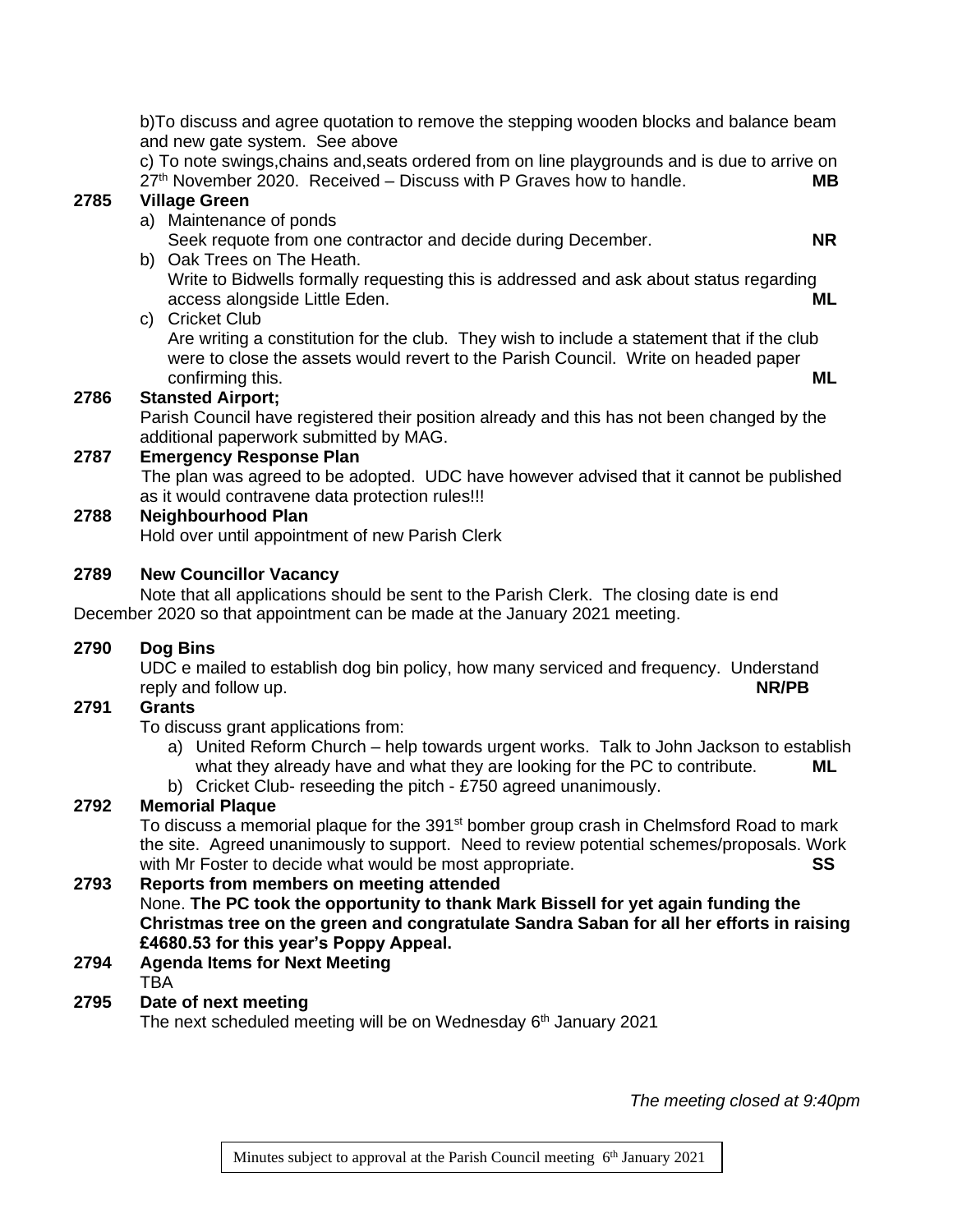b)To discuss and agree quotation to remove the stepping wooden blocks and balance beam and new gate system. See above

c) To note swings,chains and,seats ordered from on line playgrounds and is due to arrive on 27th November 2020. Received – Discuss with P Graves how to handle. **MB**

**2785 Village Green**

a) Maintenance of ponds
Seek requote from one contractor and decide during December. **NR**

b) Oak Trees on The Heath.
Write to Bidwells formally requesting this is addressed and ask about status regarding access alongside Little Eden. **ML**

c) Cricket Club
Are writing a constitution for the club. They wish to include a statement that if the club were to close the assets would revert to the Parish Council. Write on headed paper confirming this. **ML**

**2786 Stansted Airport;**

Parish Council have registered their position already and this has not been changed by the additional paperwork submitted by MAG.

**2787 Emergency Response Plan**

The plan was agreed to be adopted. UDC have however advised that it cannot be published as it would contravene data protection rules!!!

**2788 Neighbourhood Plan**

Hold over until appointment of new Parish Clerk

**2789 New Councillor Vacancy**

Note that all applications should be sent to the Parish Clerk. The closing date is end December 2020 so that appointment can be made at the January 2021 meeting.

**2790 Dog Bins**

UDC e mailed to establish dog bin policy, how many serviced and frequency. Understand reply and follow up. **NR/PB**

**2791 Grants**

To discuss grant applications from:

a) United Reform Church – help towards urgent works. Talk to John Jackson to establish what they already have and what they are looking for the PC to contribute. **ML**

b) Cricket Club- reseeding the pitch - £750 agreed unanimously.

**2792 Memorial Plaque**

To discuss a memorial plaque for the 391st bomber group crash in Chelmsford Road to mark the site. Agreed unanimously to support. Need to review potential schemes/proposals. Work with Mr Foster to decide what would be most appropriate. **SS**

**2793 Reports from members on meeting attended**

None. **The PC took the opportunity to thank Mark Bissell for yet again funding the Christmas tree on the green and congratulate Sandra Saban for all her efforts in raising £4680.53 for this year's Poppy Appeal.**

**2794 Agenda Items for Next Meeting**

TBA

**2795 Date of next meeting**

The next scheduled meeting will be on Wednesday 6th January 2021

*The meeting closed at 9:40pm*

Minutes subject to approval at the Parish Council meeting 6th January 2021